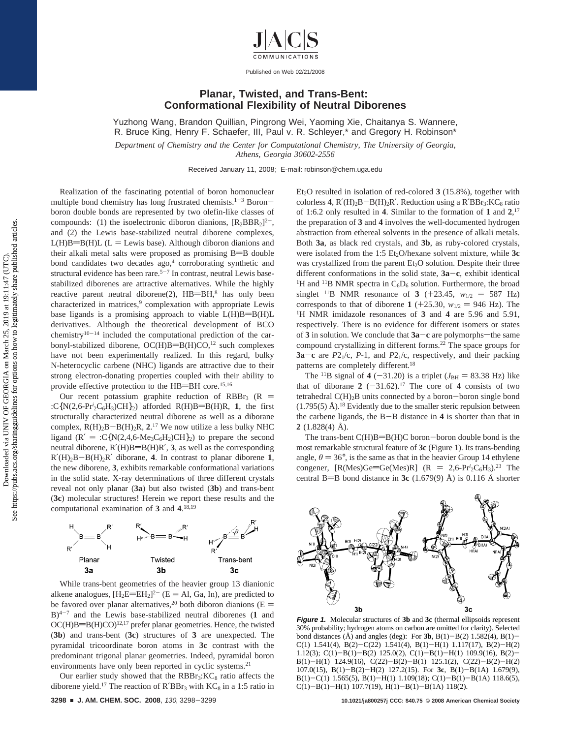# Planar, Twisted, and Trans-Bent: Conformational Flexibility of Neutral Diborenes

Yuzhong Wang, Brandon Quillian, Pingrong Wei, Yaoming Xie, Chaitanya S. Wannere, R. Bruce King, Henry F. Schaefer, III, Paul v. R. Schleyer,* and Gregory H. Robinson*

*Department of Chemistry and the Center for Computational Chemistry, The University of Georgia, Athens, Georgia 30602-2556*

Received January 11, 2008; E-mail: robinson@chem.uga.edu

Realization of the fascinating potential of boron homonuclear multiple bond chemistry has long frustrated chemists.[1-3] Boron−boron double bonds are represented by two olefin-like classes of compounds: (1) the isoelectronic diboron dianions, $[R_2BBR_2]^{2-}$, and (2) the Lewis base-stabilized neutral diborene complexes, L(H)B═B(H)L (L = Lewis base). Although diboron dianions and their alkali metal salts were proposed as promising B═B double bond candidates two decades ago,[4] corroborating synthetic and structural evidence has been rare.[5-7] In contrast, neutral Lewis base-stabilized diborenes are attractive alternatives. While the highly reactive parent neutral diborene(2), HB═BH,[8] has only been characterized in matrices,[9] complexation with appropriate Lewis base ligands is a promising approach to viable L(H)B═B(H)L derivatives. Although the theoretical development of BCO chemistry[10-14] included the computational prediction of the carbonyl-stabilized diborene, OC(H)B═B(H)CO,[12] such complexes have not been experimentally realized. In this regard, bulky N-heterocyclic carbene (NHC) ligands are attractive due to their strong electron-donating properties coupled with their ability to provide effective protection to the HB═BH core.[15,16]

Our recent potassium graphite reduction of $RBBr_3$ (R = :C{N(2,6-$Pr^i_2C_6H_3$)CH}$_2$) afforded R(H)B═B(H)R, **1**, the first structurally characterized neutral diborene as well as a diborane complex, $R(H)_2B-B(H)_2R$, **2**.[17] We now utilize a less bulky NHC ligand (R′ = :C{N(2,4,6-$Me_3C_6H_2$)CH}$_2$) to prepare the second neutral diborene, R′(H)B═B(H)R′, **3**, as well as the corresponding $R'(H)_2B-B(H)_2R'$ diborane, **4**. In contrast to planar diborene **1**, the new diborene, **3**, exhibits remarkable conformational variations in the solid state. X-ray determinations of three different crystals reveal not only planar (**3a**) but also twisted (**3b**) and trans-bent (**3c**) molecular structures! Herein we report these results and the computational examination of **3** and **4**.[18,19]

Planar **3a** — Twisted **3b** — Trans-bent **3c**

While trans-bent geometries of the heavier group 13 dianionic alkene analogues, $[H_2E═EH_2]^{2-}$ (E = Al, Ga, In), are predicted to be favored over planar alternatives,[20] both diboron dianions (E = B)[4-7] and the Lewis base-stabilized neutral diborenes (**1** and OC(H)B═B(H)CO)[12,17] prefer planar geometries. Hence, the twisted (**3b**) and trans-bent (**3c**) structures of **3** are unexpected. The pyramidal tricoordinate boron atoms in **3c** contrast with the predominant trigonal planar geometries. Indeed, pyramidal boron environments have only been reported in cyclic systems.[21]

Our earlier study showed that the $RBBr_3$:$KC_8$ ratio affects the diborene yield.[17] The reaction of $R'BBr_3$ with $KC_8$ in a 1:5 ratio in $Et_2O$ resulted in isolation of red-colored **3** (15.8%), together with colorless **4**, $R'(H)_2B-B(H)_2R'$. Reduction using a $R'BBr_3$:$KC_8$ ratio of 1:6.2 only resulted in **4**. Similar to the formation of **1** and **2**,[17] the preparation of **3** and **4** involves the well-documented hydrogen abstraction from ethereal solvents in the presence of alkali metals. Both **3a**, as black red crystals, and **3b**, as ruby-colored crystals, were isolated from the 1:5 $Et_2O$/hexane solvent mixture, while **3c** was crystallized from the parent $Et_2O$ solution. Despite their three different conformations in the solid state, **3a−c**, exhibit identical $^1H$ and $^{11}B$ NMR spectra in $C_6D_6$ solution. Furthermore, the broad singlet $^{11}B$ NMR resonance of **3** (+23.45, $w_{1/2}$ = 587 Hz) corresponds to that of diborene **1** (+25.30, $w_{1/2}$ = 946 Hz). The $^1H$ NMR imidazole resonances of **3** and **4** are 5.96 and 5.91, respectively. There is no evidence for different isomers or states of **3** in solution. We conclude that **3a−c** are polymorphs—the same compound crystallizing in different forms.[22] The space groups for **3a−c** are $P2_1/c$, $P$-1, and $P2_1/c$, respectively, and their packing patterns are completely different.[18]

The $^{11}B$ signal of **4** (−31.20) is a triplet ($J_{BH}$ = 83.38 Hz) like that of diborane **2** (−31.62).[17] The core of **4** consists of two tetrahedral $C(H)_2B$ units connected by a boron−boron single bond (1.795(5) Å).[18] Evidently due to the smaller steric repulsion between the carbene ligands, the B−B distance in **4** is shorter than that in **2** (1.828(4) Å).

The trans-bent C(H)B═B(H)C boron−boron double bond is the most remarkable structural feature of **3c** (Figure 1). Its trans-bending angle, $\theta$ = 36°, is the same as that in the heavier Group 14 ethylene congener, [R(Mes)Ge═Ge(Mes)R] (R = 2,6-$Pr^i_2C_6H_3$).[23] The central B═B bond distance in **3c** (1.679(9) Å) is 0.116 Å shorter

**Figure 1.** Molecular structures of **3b** and **3c** (thermal ellipsoids represent 30% probability; hydrogen atoms on carbon are omitted for clarity). Selected bond distances (Å) and angles (deg): For **3b**, B(1)−B(2) 1.582(4), B(1)−C(1) 1.541(4), B(2)−C(22) 1.541(4), B(1)−H(1) 1.117(17), B(2)−H(2) 1.12(3); C(1)−B(1)−B(2) 125.0(2), C(1)−B(1)−H(1) 109.9(16), B(2)−B(1)−H(1) 124.9(16), C(22)−B(2)−B(1) 125.1(2), C(22)−B(2)−H(2) 107.0(15), B(1)−B(2)−H(2) 127.2(15). For **3c**, B(1)−B(1A) 1.679(9), B(1)−C(1) 1.565(5), B(1)−H(1) 1.109(18); C(1)−B(1)−B(1A) 118.6(5), C(1)−B(1)−H(1) 107.7(19), H(1)−B(1)−B(1A) 118(2).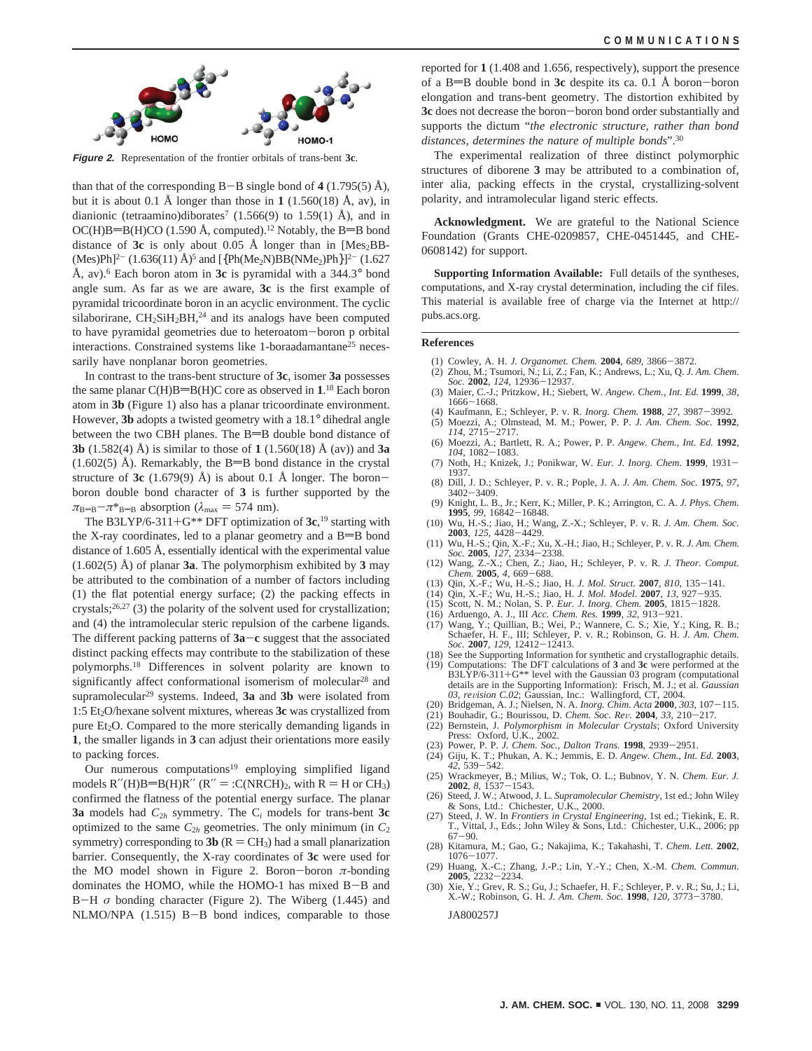HOMO

HOMO-1

**Figure 2.** Representation of the frontier orbitals of trans-bent **3c**.

than that of the corresponding B−B single bond of **4** (1.795(5) Å), but it is about 0.1 Å longer than those in **1** (1.560(18) Å, av), in dianionic (tetraamino)diborates[7] (1.566(9) to 1.59(1) Å), and in OC(H)B=B(H)CO (1.590 Å, computed).[12] Notably, the B=B bond distance of **3c** is only about 0.05 Å longer than in $[Mes_2BB(Mes)Ph]^{2-}$ (1.636(11) Å)[5] and $[\{Ph(Me_2N)BB(NMe_2)Ph\}]^{2-}$ (1.627 Å, av).[6] Each boron atom in **3c** is pyramidal with a 344.3° bond angle sum. As far as we are aware, **3c** is the first example of pyramidal tricoordinate boron in an acyclic environment. The cyclic silaborirane, $CH_2SiH_2BH$,[24] and its analogs have been computed to have pyramidal geometries due to heteroatom−boron p orbital interactions. Constrained systems like 1-boraadamantane[25] necessarily have nonplanar boron geometries.

In contrast to the trans-bent structure of **3c**, isomer **3a** possesses the same planar C(H)B=B(H)C core as observed in **1**.[18] Each boron atom in **3b** (Figure 1) also has a planar tricoordinate environment. However, **3b** adopts a twisted geometry with a 18.1° dihedral angle between the two CBH planes. The B=B double bond distance of **3b** (1.582(4) Å) is similar to those of **1** (1.560(18) Å (av)) and **3a** (1.602(5) Å). Remarkably, the B=B bond distance in the crystal structure of **3c** (1.679(9) Å) is about 0.1 Å longer. The boron−boron double bond character of **3** is further supported by the $\pi_{B=B}-\pi^*_{B=B}$ absorption ($\lambda_{max}$ = 574 nm).

The B3LYP/6-311+G** DFT optimization of **3c**,[19] starting with the X-ray coordinates, led to a planar geometry and a B=B bond distance of 1.605 Å, essentially identical with the experimental value (1.602(5) Å) of planar **3a**. The polymorphism exhibited by **3** may be attributed to the combination of a number of factors including (1) the flat potential energy surface; (2) the packing effects in crystals;[26,27] (3) the polarity of the solvent used for crystallization; and (4) the intramolecular steric repulsion of the carbene ligands. The different packing patterns of **3a**−**c** suggest that the associated distinct packing effects may contribute to the stabilization of these polymorphs.[18] Differences in solvent polarity are known to significantly affect conformational isomerism of molecular[28] and supramolecular[29] systems. Indeed, **3a** and **3b** were isolated from 1:5 $Et_2O$/hexane solvent mixtures, whereas **3c** was crystallized from pure $Et_2O$. Compared to the more sterically demanding ligands in **1**, the smaller ligands in **3** can adjust their orientations more easily to packing forces.

Our numerous computations[19] employing simplified ligand models R″(H)B=B(H)R″ (R″ = :C(NRCH)$_2$, with R = H or $CH_3$) confirmed the flatness of the potential energy surface. The planar **3a** models had $C_{2h}$ symmetry. The $C_i$ models for trans-bent **3c** optimized to the same $C_{2h}$ geometries. The only minimum (in $C_2$ symmetry) corresponding to **3b** (R = $CH_3$) had a small planarization barrier. Consequently, the X-ray coordinates of **3c** were used for the MO model shown in Figure 2. Boron−boron π-bonding dominates the HOMO, while the HOMO-1 has mixed B−B and B−H σ bonding character (Figure 2). The Wiberg (1.445) and NLMO/NPA (1.515) B−B bond indices, comparable to those reported for **1** (1.408 and 1.656, respectively), support the presence of a B=B double bond in **3c** despite its ca. 0.1 Å boron−boron elongation and trans-bent geometry. The distortion exhibited by **3c** does not decrease the boron−boron bond order substantially and supports the dictum "*the electronic structure, rather than bond distances, determines the nature of multiple bonds*".[30]

The experimental realization of three distinct polymorphic structures of diborene **3** may be attributed to a combination of, inter alia, packing effects in the crystal, crystallizing-solvent polarity, and intramolecular ligand steric effects.

**Acknowledgment.** We are grateful to the National Science Foundation (Grants CHE-0209857, CHE-0451445, and CHE-0608142) for support.

**Supporting Information Available:** Full details of the syntheses, computations, and X-ray crystal determination, including the cif files. This material is available free of charge via the Internet at http://pubs.acs.org.

## References

(1) Cowley, A. H. *J. Organomet. Chem.* **2004**, *689*, 3866−3872.
(2) Zhou, M.; Tsumori, N.; Li, Z.; Fan, K.; Andrews, L.; Xu, Q. *J. Am. Chem. Soc.* **2002**, *124*, 12936−12937.
(3) Maier, C.-J.; Pritzkow, H.; Siebert, W. *Angew. Chem., Int. Ed.* **1999**, *38*, 1666−1668.
(4) Kaufmann, E.; Schleyer, P. v. R. *Inorg. Chem.* **1988**, *27*, 3987−3992.
(5) Moezzi, A.; Olmstead, M. M.; Power, P. P. *J. Am. Chem. Soc.* **1992**, *114*, 2715−2717.
(6) Moezzi, A.; Bartlett, R. A.; Power, P. P. *Angew. Chem., Int. Ed.* **1992**, *104*, 1082−1083.
(7) Noth, H.; Knizek, J.; Ponikwar, W. *Eur. J. Inorg. Chem.* **1999**, 1931−1937.
(8) Dill, J. D.; Schleyer, P. v. R.; Pople, J. A. *J. Am. Chem. Soc.* **1975**, *97*, 3402−3409.
(9) Knight, L. B., Jr.; Kerr, K.; Miller, P. K.; Arrington, C. A. *J. Phys. Chem.* **1995**, *99*, 16842−16848.
(10) Wu, H.-S.; Jiao, H.; Wang, Z.-X.; Schleyer, P. v. R. *J. Am. Chem. Soc.* **2003**, *125*, 4428−4429.
(11) Wu, H.-S.; Qin, X.-F.; Xu, X.-H.; Jiao, H.; Schleyer, P. v. R. *J. Am. Chem. Soc.* **2005**, *127*, 2334−2338.
(12) Wang, Z.-X.; Chen, Z.; Jiao, H.; Schleyer, P. v. R. *J. Theor. Comput. Chem.* **2005**, *4*, 669−688.
(13) Qin, X.-F.; Wu, H.-S.; Jiao, H. *J. Mol. Struct.* **2007**, *810*, 135−141.
(14) Qin, X.-F.; Wu, H.-S.; Jiao, H. *J. Mol. Model.* **2007**, *13*, 927−935.
(15) Scott, N. M.; Nolan, S. P. *Eur. J. Inorg. Chem.* **2005**, 1815−1828.
(16) Arduengo, A. J., III *Acc. Chem. Res.* **1999**, *32*, 913−921.
(17) Wang, Y.; Quillian, B.; Wei, P.; Wannere, C. S.; Xie, Y.; King, R. B.; Schaefer, H. F., III; Schleyer, P. v. R.; Robinson, G. H. *J. Am. Chem. Soc.* **2007**, *129*, 12412−12413.
(18) See the Supporting Information for synthetic and crystallographic details.
(19) Computations: The DFT calculations of **3** and **3c** were performed at the B3LYP/6-311+G** level with the Gaussian 03 program (computational details are in the Supporting Information): Frisch, M. J.; et al. *Gaussian 03, revision C.02*; Gaussian, Inc.: Wallingford, CT, 2004.
(20) Bridgeman, A. J.; Nielsen, N. A. *Inorg. Chim. Acta* **2000**, *303*, 107−115.
(21) Bouhadir, G.; Bourissou, D. *Chem. Soc. Rev.* **2004**, *33*, 210−217.
(22) Bernstein, J. *Polymorphism in Molecular Crystals*; Oxford University Press: Oxford, U.K., 2002.
(23) Power, P. P. *J. Chem. Soc., Dalton Trans.* **1998**, 2939−2951.
(24) Giju, K. T.; Phukan, A. K.; Jemmis, E. D. *Angew. Chem., Int. Ed.* **2003**, *42*, 539−542.
(25) Wrackmeyer, B.; Milius, W.; Tok, O. L.; Bubnov, Y. N. *Chem. Eur. J.* **2002**, *8*, 1537−1543.
(26) Steed, J. W.; Atwood, J. L. *Supramolecular Chemistry*, 1st ed.; John Wiley & Sons, Ltd.: Chichester, U.K., 2000.
(27) Steed, J. W. In *Frontiers in Crystal Engineering*, 1st ed.; Tiekink, E. R. T., Vittal, J., Eds.; John Wiley & Sons, Ltd.: Chichester, U.K., 2006; pp 67−90.
(28) Kitamura, M.; Gao, G.; Nakajima, K.; Takahashi, T. *Chem. Lett.* **2002**, 1076−1077.
(29) Huang, X.-C.; Zhang, J.-P.; Lin, Y.-Y.; Chen, X.-M. *Chem. Commun.* **2005**, 2232−2234.
(30) Xie, Y.; Grev, R. S.; Gu, J.; Schaefer, H. F.; Schleyer, P. v. R.; Su, J.; Li, X.-W.; Robinson, G. H. *J. Am. Chem. Soc.* **1998**, *120*, 3773−3780.

JA800257J